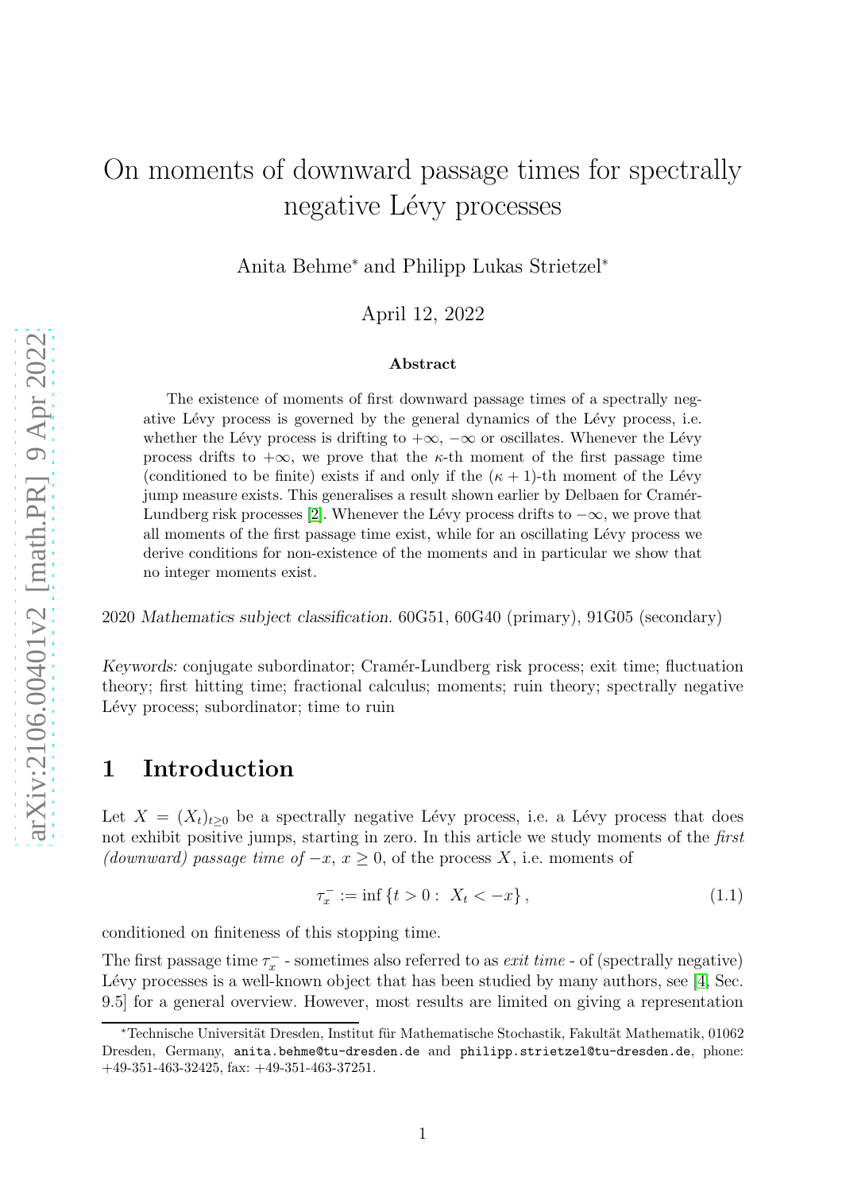# On moments of downward passage times for spectrally negative Lévy processes

Anita Behme* and Philipp Lukas Strietzel*

April 12, 2022

**Abstract**

The existence of moments of first downward passage times of a spectrally negative Lévy process is governed by the general dynamics of the Lévy process, i.e. whether the Lévy process is drifting to $+\infty$, $-\infty$ or oscillates. Whenever the Lévy process drifts to $+\infty$, we prove that the $\kappa$-th moment of the first passage time (conditioned to be finite) exists if and only if the $(\kappa+1)$-th moment of the Lévy jump measure exists. This generalises a result shown earlier by Delbaen for Cramér-Lundberg risk processes [2]. Whenever the Lévy process drifts to $-\infty$, we prove that all moments of the first passage time exist, while for an oscillating Lévy process we derive conditions for non-existence of the moments and in particular we show that no integer moments exist.

2020 *Mathematics subject classification.* 60G51, 60G40 (primary), 91G05 (secondary)

*Keywords:* conjugate subordinator; Cramér-Lundberg risk process; exit time; fluctuation theory; first hitting time; fractional calculus; moments; ruin theory; spectrally negative Lévy process; subordinator; time to ruin

## 1 Introduction

Let $X = (X_t)_{t\geq 0}$ be a spectrally negative Lévy process, i.e. a Lévy process that does not exhibit positive jumps, starting in zero. In this article we study moments of the *first (downward) passage time of* $-x$, $x \geq 0$, of the process $X$, i.e. moments of

$$\tau_x^- := \inf\{t > 0 : X_t < -x\}, \tag{1.1}$$

conditioned on finiteness of this stopping time.

The first passage time $\tau_x^-$ - sometimes also referred to as *exit time* - of (spectrally negative) Lévy processes is a well-known object that has been studied by many authors, see [4, Sec. 9.5] for a general overview. However, most results are limited on giving a representation

---

*Technische Universität Dresden, Institut für Mathematische Stochastik, Fakultät Mathematik, 01062 Dresden, Germany, anita.behme@tu-dresden.de and philipp.strietzel@tu-dresden.de, phone: +49-351-463-32425, fax: +49-351-463-37251.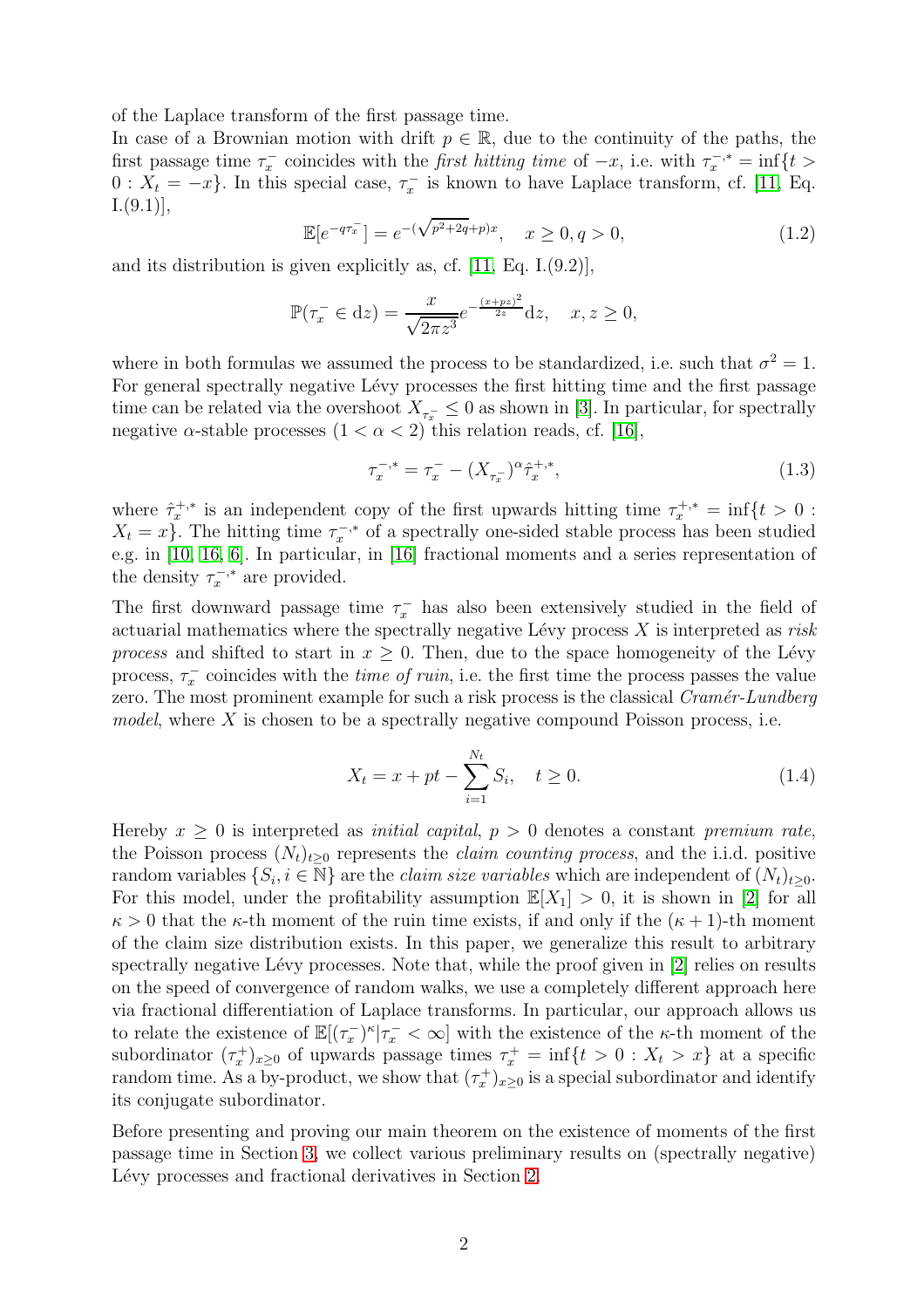of the Laplace transform of the first passage time.

In case of a Brownian motion with drift $p \in \mathbb{R}$, due to the continuity of the paths, the first passage time $\tau_x^-$ coincides with the *first hitting time* of $-x$, i.e. with $\tau_x^{-,*} = \inf\{t > 0 : X_t = -x\}$. In this special case, $\tau_x^-$ is known to have Laplace transform, cf. [11, Eq. I.(9.1)],

$$\mathbb{E}[e^{-q\tau_x^-}] = e^{-(\sqrt{p^2+2q}+p)x}, \quad x \geq 0, q > 0, \tag{1.2}$$

and its distribution is given explicitly as, cf. [11, Eq. I.(9.2)],

$$\mathbb{P}(\tau_x^- \in \mathrm{d}z) = \frac{x}{\sqrt{2\pi z^3}} e^{-\frac{(x+pz)^2}{2z}} \mathrm{d}z, \quad x, z \geq 0,$$

where in both formulas we assumed the process to be standardized, i.e. such that $\sigma^2 = 1$. For general spectrally negative Lévy processes the first hitting time and the first passage time can be related via the overshoot $X_{\tau_x^-} \leq 0$ as shown in [3]. In particular, for spectrally negative $\alpha$-stable processes $(1 < \alpha < 2)$ this relation reads, cf. [16],

$$\tau_x^{-,*} = \tau_x^- - (X_{\tau_x^-})^\alpha \hat{\tau}_x^{+,*}, \tag{1.3}$$

where $\hat{\tau}_x^{+,*}$ is an independent copy of the first upwards hitting time $\tau_x^{+,*} = \inf\{t > 0 : X_t = x\}$. The hitting time $\tau_x^{-,*}$ of a spectrally one-sided stable process has been studied e.g. in [10, 16, 6]. In particular, in [16] fractional moments and a series representation of the density $\tau_x^{-,*}$ are provided.

The first downward passage time $\tau_x^-$ has also been extensively studied in the field of actuarial mathematics where the spectrally negative Lévy process $X$ is interpreted as *risk process* and shifted to start in $x \geq 0$. Then, due to the space homogeneity of the Lévy process, $\tau_x^-$ coincides with the *time of ruin*, i.e. the first time the process passes the value zero. The most prominent example for such a risk process is the classical *Cramér-Lundberg model*, where $X$ is chosen to be a spectrally negative compound Poisson process, i.e.

$$X_t = x + pt - \sum_{i=1}^{N_t} S_i, \quad t \geq 0. \tag{1.4}$$

Hereby $x \geq 0$ is interpreted as *initial capital*, $p > 0$ denotes a constant *premium rate*, the Poisson process $(N_t)_{t\geq 0}$ represents the *claim counting process*, and the i.i.d. positive random variables $\{S_i, i \in \mathbb{N}\}$ are the *claim size variables* which are independent of $(N_t)_{t\geq 0}$. For this model, under the profitability assumption $\mathbb{E}[X_1] > 0$, it is shown in [2] for all $\kappa > 0$ that the $\kappa$-th moment of the ruin time exists, if and only if the $(\kappa + 1)$-th moment of the claim size distribution exists. In this paper, we generalize this result to arbitrary spectrally negative Lévy processes. Note that, while the proof given in [2] relies on results on the speed of convergence of random walks, we use a completely different approach here via fractional differentiation of Laplace transforms. In particular, our approach allows us to relate the existence of $\mathbb{E}[(\tau_x^-)^\kappa | \tau_x^- < \infty]$ with the existence of the $\kappa$-th moment of the subordinator $(\tau_x^+)_{x\geq 0}$ of upwards passage times $\tau_x^+ = \inf\{t > 0 : X_t > x\}$ at a specific random time. As a by-product, we show that $(\tau_x^+)_{x\geq 0}$ is a special subordinator and identify its conjugate subordinator.

Before presenting and proving our main theorem on the existence of moments of the first passage time in Section 3, we collect various preliminary results on (spectrally negative) Lévy processes and fractional derivatives in Section 2.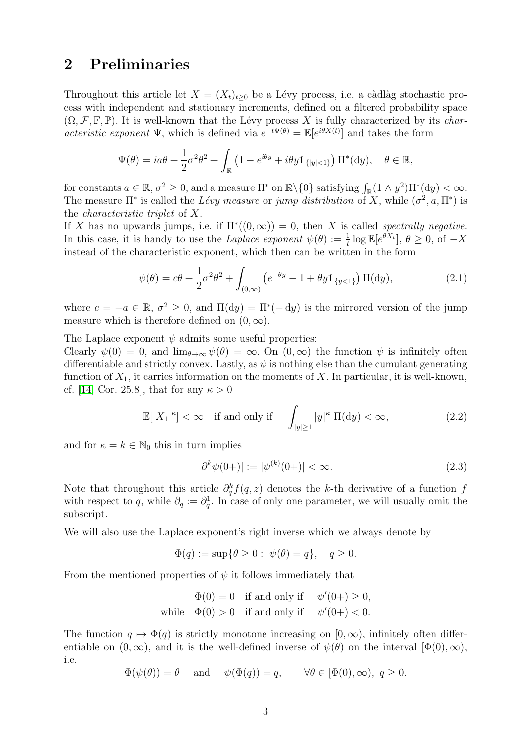## 2 Preliminaries

Throughout this article let $X = (X_t)_{t\geq 0}$ be a Lévy process, i.e. a càdlàg stochastic process with independent and stationary increments, defined on a filtered probability space $(\Omega, \mathcal{F}, \mathbb{F}, \mathbb{P})$. It is well-known that the Lévy process $X$ is fully characterized by its *characteristic exponent* $\Psi$, which is defined via $e^{-t\Psi(\theta)} = \mathbb{E}[e^{i\theta X(t)}]$ and takes the form

$$\Psi(\theta) = ia\theta + \frac{1}{2}\sigma^2\theta^2 + \int_{\mathbb{R}} \left(1 - e^{i\theta y} + i\theta y \mathbb{1}_{\{|y|<1\}}\right) \Pi^*(\mathrm{d}y), \quad \theta \in \mathbb{R},$$

for constants $a \in \mathbb{R}$, $\sigma^2 \geq 0$, and a measure $\Pi^*$ on $\mathbb{R}\backslash\{0\}$ satisfying $\int_{\mathbb{R}}(1 \wedge y^2)\Pi^*(\mathrm{d}y) < \infty$. The measure $\Pi^*$ is called the *Lévy measure* or *jump distribution* of $X$, while $(\sigma^2, a, \Pi^*)$ is the *characteristic triplet* of $X$.

If $X$ has no upwards jumps, i.e. if $\Pi^*((0,\infty)) = 0$, then $X$ is called *spectrally negative*. In this case, it is handy to use the *Laplace exponent* $\psi(\theta) := \frac{1}{t}\log \mathbb{E}[e^{\theta X_t}]$, $\theta \geq 0$, of $-X$ instead of the characteristic exponent, which then can be written in the form

$$\psi(\theta) = c\theta + \frac{1}{2}\sigma^2\theta^2 + \int_{(0,\infty)} \left(e^{-\theta y} - 1 + \theta y \mathbb{1}_{\{y<1\}}\right) \Pi(\mathrm{d}y), \tag{2.1}$$

where $c = -a \in \mathbb{R}$, $\sigma^2 \geq 0$, and $\Pi(\mathrm{d}y) = \Pi^*(-\mathrm{d}y)$ is the mirrored version of the jump measure which is therefore defined on $(0, \infty)$.

The Laplace exponent $\psi$ admits some useful properties:
Clearly $\psi(0) = 0$, and $\lim_{\theta\to\infty} \psi(\theta) = \infty$. On $(0,\infty)$ the function $\psi$ is infinitely often differentiable and strictly convex. Lastly, as $\psi$ is nothing else than the cumulant generating function of $X_1$, it carries information on the moments of $X$. In particular, it is well-known, cf. [14, Cor. 25.8], that for any $\kappa > 0$

$$\mathbb{E}[|X_1|^\kappa] < \infty \quad \text{if and only if} \quad \int_{|y|\geq 1} |y|^\kappa \; \Pi(\mathrm{d}y) < \infty, \tag{2.2}$$

and for $\kappa = k \in \mathbb{N}_0$ this in turn implies

$$|\partial^k \psi(0+)| := |\psi^{(k)}(0+)| < \infty. \tag{2.3}$$

Note that throughout this article $\partial_q^k f(q,z)$ denotes the $k$-th derivative of a function $f$ with respect to $q$, while $\partial_q := \partial_q^1$. In case of only one parameter, we will usually omit the subscript.

We will also use the Laplace exponent's right inverse which we always denote by

$$\Phi(q) := \sup\{\theta \geq 0 : \; \psi(\theta) = q\}, \quad q \geq 0.$$

From the mentioned properties of $\psi$ it follows immediately that

$$\begin{aligned} \Phi(0) = 0 \quad &\text{if and only if} \quad \psi'(0+) \geq 0, \\ \text{while} \quad \Phi(0) > 0 \quad &\text{if and only if} \quad \psi'(0+) < 0. \end{aligned}$$

The function $q \mapsto \Phi(q)$ is strictly monotone increasing on $[0,\infty)$, infinitely often differentiable on $(0,\infty)$, and it is the well-defined inverse of $\psi(\theta)$ on the interval $[\Phi(0),\infty)$, i.e.

$$\Phi(\psi(\theta)) = \theta \quad \text{and} \quad \psi(\Phi(q)) = q, \qquad \forall \theta \in [\Phi(0), \infty), \; q \geq 0.$$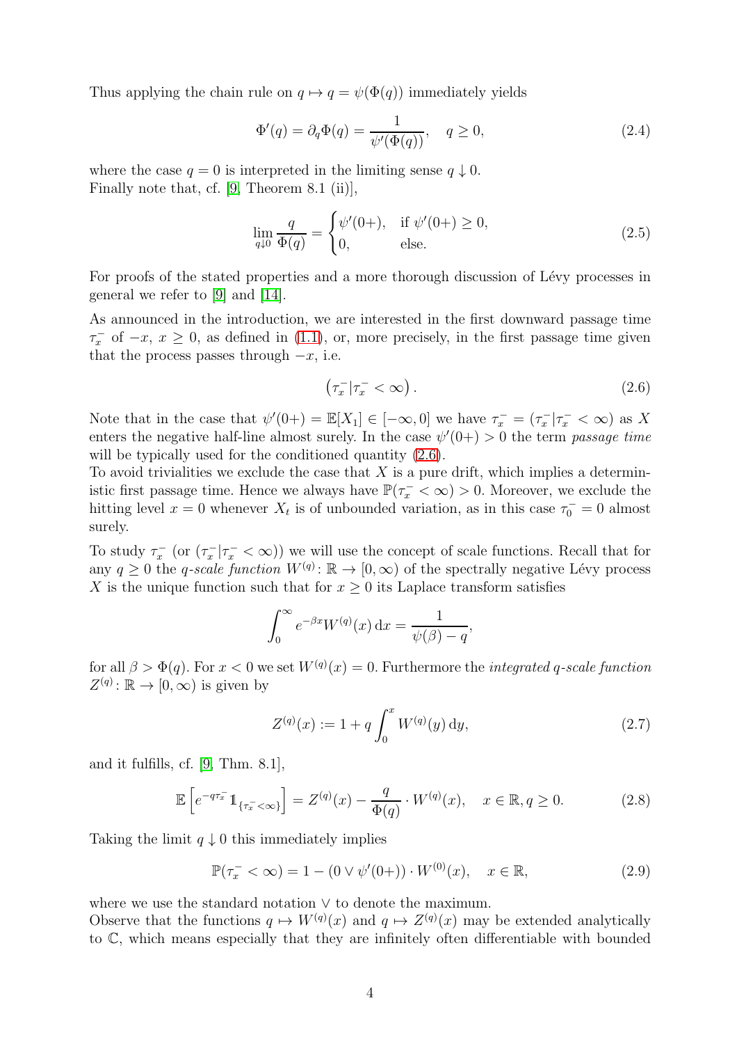Thus applying the chain rule on $q \mapsto q = \psi(\Phi(q))$ immediately yields

$$\Phi'(q) = \partial_q \Phi(q) = \frac{1}{\psi'(\Phi(q))}, \quad q \geq 0, \tag{2.4}$$

where the case $q = 0$ is interpreted in the limiting sense $q \downarrow 0$.
Finally note that, cf. [9, Theorem 8.1 (ii)],

$$\lim_{q\downarrow 0} \frac{q}{\Phi(q)} = \begin{cases} \psi'(0+), & \text{if } \psi'(0+) \geq 0, \\ 0, & \text{else.} \end{cases} \tag{2.5}$$

For proofs of the stated properties and a more thorough discussion of Lévy processes in general we refer to [9] and [14].

As announced in the introduction, we are interested in the first downward passage time $\tau_x^-$ of $-x$, $x \geq 0$, as defined in (1.1), or, more precisely, in the first passage time given that the process passes through $-x$, i.e.

$$\left(\tau_x^- | \tau_x^- < \infty\right). \tag{2.6}$$

Note that in the case that $\psi'(0+) = \mathbb{E}[X_1] \in [-\infty, 0]$ we have $\tau_x^- = (\tau_x^- | \tau_x^- < \infty)$ as $X$ enters the negative half-line almost surely. In the case $\psi'(0+) > 0$ the term *passage time* will be typically used for the conditioned quantity (2.6).

To avoid trivialities we exclude the case that $X$ is a pure drift, which implies a deterministic first passage time. Hence we always have $\mathbb{P}(\tau_x^- < \infty) > 0$. Moreover, we exclude the hitting level $x = 0$ whenever $X_t$ is of unbounded variation, as in this case $\tau_0^- = 0$ almost surely.

To study $\tau_x^-$ (or $(\tau_x^- | \tau_x^- < \infty)$) we will use the concept of scale functions. Recall that for any $q \geq 0$ the *$q$-scale function* $W^{(q)} : \mathbb{R} \to [0, \infty)$ of the spectrally negative Lévy process $X$ is the unique function such that for $x \geq 0$ its Laplace transform satisfies

$$\int_0^\infty e^{-\beta x} W^{(q)}(x) \,\mathrm{d}x = \frac{1}{\psi(\beta) - q},$$

for all $\beta > \Phi(q)$. For $x < 0$ we set $W^{(q)}(x) = 0$. Furthermore the *integrated $q$-scale function* $Z^{(q)} : \mathbb{R} \to [0, \infty)$ is given by

$$Z^{(q)}(x) := 1 + q \int_0^x W^{(q)}(y) \,\mathrm{d}y, \tag{2.7}$$

and it fulfills, cf. [9, Thm. 8.1],

$$\mathbb{E}\left[e^{-q\tau_x^-} \mathbb{1}_{\{\tau_x^- < \infty\}}\right] = Z^{(q)}(x) - \frac{q}{\Phi(q)} \cdot W^{(q)}(x), \quad x \in \mathbb{R}, q \geq 0. \tag{2.8}$$

Taking the limit $q \downarrow 0$ this immediately implies

$$\mathbb{P}(\tau_x^- < \infty) = 1 - (0 \vee \psi'(0+)) \cdot W^{(0)}(x), \quad x \in \mathbb{R}, \tag{2.9}$$

where we use the standard notation $\vee$ to denote the maximum.

Observe that the functions $q \mapsto W^{(q)}(x)$ and $q \mapsto Z^{(q)}(x)$ may be extended analytically to $\mathbb{C}$, which means especially that they are infinitely often differentiable with bounded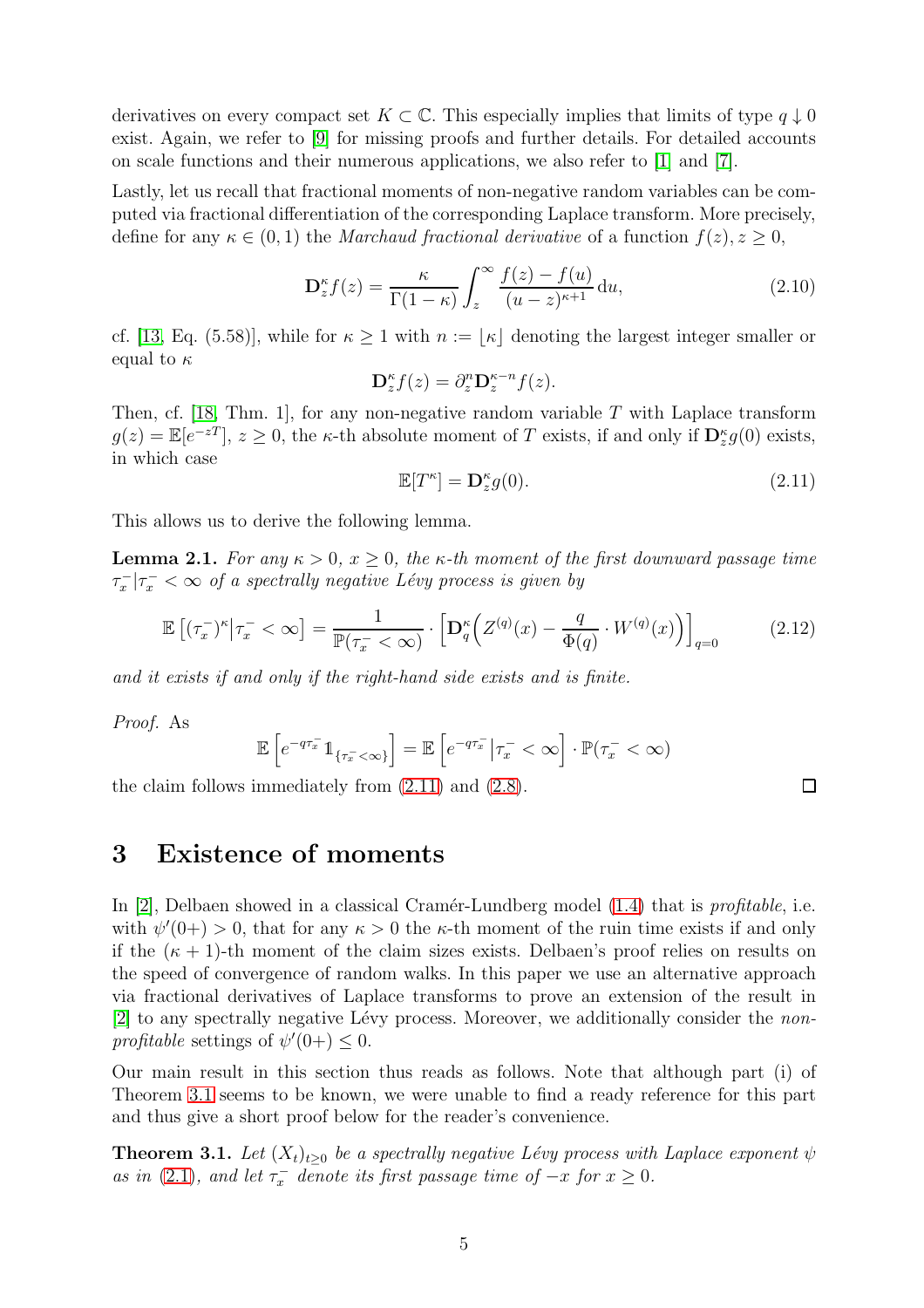derivatives on every compact set $K \subset \mathbb{C}$. This especially implies that limits of type $q \downarrow 0$ exist. Again, we refer to [9] for missing proofs and further details. For detailed accounts on scale functions and their numerous applications, we also refer to [1] and [7].

Lastly, let us recall that fractional moments of non-negative random variables can be computed via fractional differentiation of the corresponding Laplace transform. More precisely, define for any $\kappa \in (0,1)$ the *Marchaud fractional derivative* of a function $f(z), z \geq 0$,

$$\mathbf{D}_z^\kappa f(z) = \frac{\kappa}{\Gamma(1-\kappa)} \int_z^\infty \frac{f(z) - f(u)}{(u-z)^{\kappa+1}} \, \mathrm{d}u, \tag{2.10}$$

cf. [13, Eq. (5.58)], while for $\kappa \geq 1$ with $n := \lfloor \kappa \rfloor$ denoting the largest integer smaller or equal to $\kappa$

$$\mathbf{D}_z^\kappa f(z) = \partial_z^n \mathbf{D}_z^{\kappa - n} f(z).$$

Then, cf. [18, Thm. 1], for any non-negative random variable $T$ with Laplace transform $g(z) = \mathbb{E}[e^{-zT}]$, $z \geq 0$, the $\kappa$-th absolute moment of $T$ exists, if and only if $\mathbf{D}_z^\kappa g(0)$ exists, in which case

$$\mathbb{E}[T^\kappa] = \mathbf{D}_z^\kappa g(0). \tag{2.11}$$

This allows us to derive the following lemma.

**Lemma 2.1.** *For any $\kappa > 0$, $x \geq 0$, the $\kappa$-th moment of the first downward passage time $\tau_x^- | \tau_x^- < \infty$ of a spectrally negative Lévy process is given by*

$$\mathbb{E}\left[(\tau_x^-)^\kappa \middle| \tau_x^- < \infty\right] = \frac{1}{\mathbb{P}(\tau_x^- < \infty)} \cdot \left[\mathbf{D}_q^\kappa \Big( Z^{(q)}(x) - \frac{q}{\Phi(q)} \cdot W^{(q)}(x) \Big)\right]_{q=0} \tag{2.12}$$

*and it exists if and only if the right-hand side exists and is finite.*

*Proof.* As

$$\mathbb{E}\left[e^{-q\tau_x^-} \mathbb{1}_{\{\tau_x^- < \infty\}}\right] = \mathbb{E}\left[e^{-q\tau_x^-} \middle| \tau_x^- < \infty\right] \cdot \mathbb{P}(\tau_x^- < \infty)$$

the claim follows immediately from (2.11) and (2.8). □

# 3 Existence of moments

In [2], Delbaen showed in a classical Cramér-Lundberg model (1.4) that is *profitable*, i.e. with $\psi'(0+) > 0$, that for any $\kappa > 0$ the $\kappa$-th moment of the ruin time exists if and only if the $(\kappa+1)$-th moment of the claim sizes exists. Delbaen's proof relies on results on the speed of convergence of random walks. In this paper we use an alternative approach via fractional derivatives of Laplace transforms to prove an extension of the result in [2] to any spectrally negative Lévy process. Moreover, we additionally consider the *non-profitable* settings of $\psi'(0+) \leq 0$.

Our main result in this section thus reads as follows. Note that although part (i) of Theorem 3.1 seems to be known, we were unable to find a ready reference for this part and thus give a short proof below for the reader's convenience.

**Theorem 3.1.** *Let $(X_t)_{t \geq 0}$ be a spectrally negative Lévy process with Laplace exponent $\psi$ as in (2.1), and let $\tau_x^-$ denote its first passage time of $-x$ for $x \geq 0$.*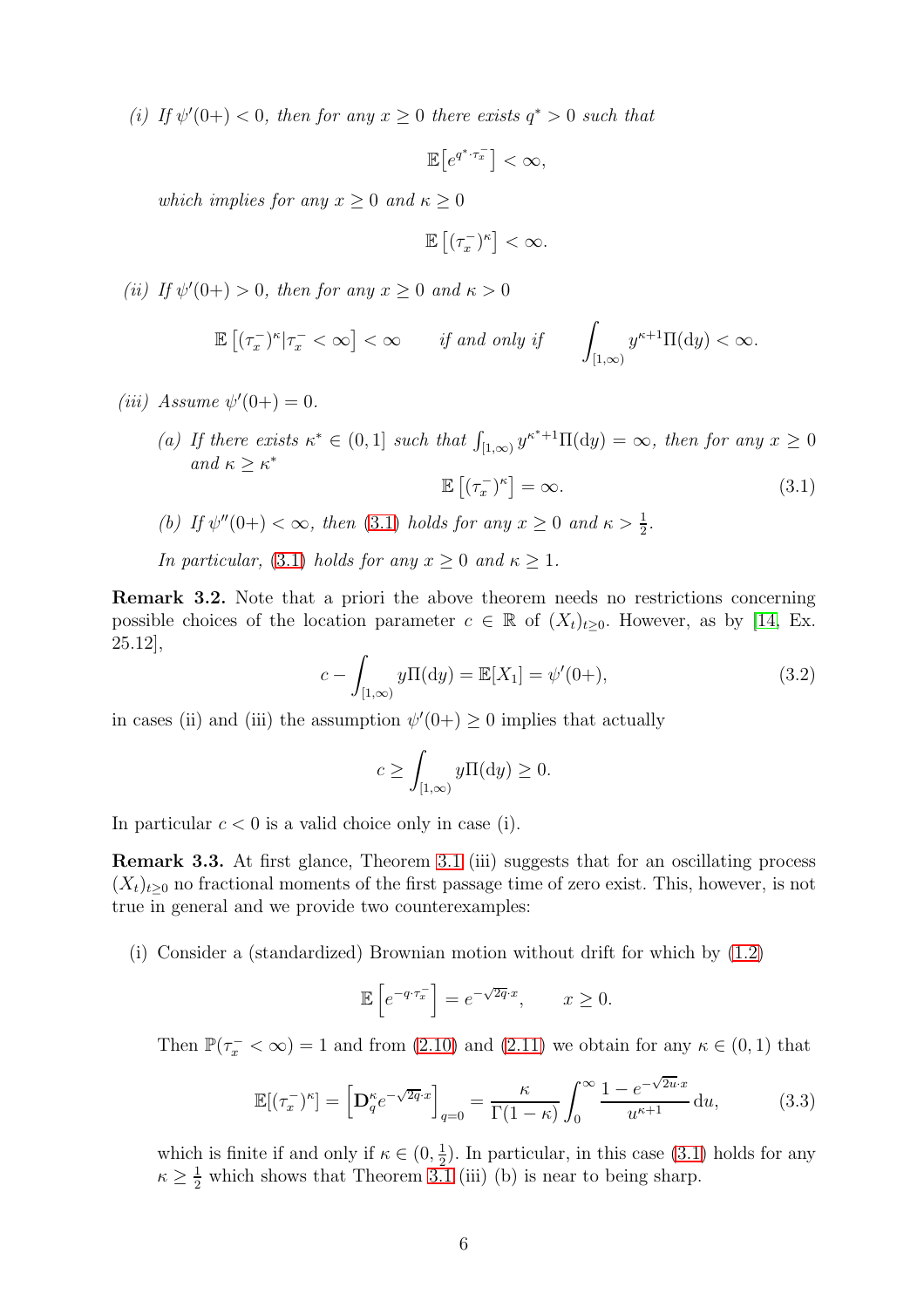*(i) If $\psi'(0+) < 0$, then for any $x \geq 0$ there exists $q^* > 0$ such that*

$$\mathbb{E}\left[e^{q^* \cdot \tau_x^-}\right] < \infty,$$

*which implies for any $x \geq 0$ and $\kappa \geq 0$*

$$\mathbb{E}\left[(\tau_x^-)^\kappa\right] < \infty.$$

*(ii) If $\psi'(0+) > 0$, then for any $x \geq 0$ and $\kappa > 0$*

$$\mathbb{E}\left[(\tau_x^-)^\kappa | \tau_x^- < \infty\right] < \infty \qquad \text{if and only if} \qquad \int_{[1,\infty)} y^{\kappa+1}\Pi(\mathrm{d}y) < \infty.$$

*(iii) Assume $\psi'(0+) = 0$.*

*(a) If there exists $\kappa^* \in (0, 1]$ such that $\int_{[1,\infty)} y^{\kappa^*+1}\Pi(\mathrm{d}y) = \infty$, then for any $x \geq 0$ and $\kappa \geq \kappa^*$*

$$\mathbb{E}\left[(\tau_x^-)^\kappa\right] = \infty. \tag{3.1}$$

*(b) If $\psi''(0+) < \infty$, then (3.1) holds for any $x \geq 0$ and $\kappa > \frac{1}{2}$.*

*In particular, (3.1) holds for any $x \geq 0$ and $\kappa \geq 1$.*

**Remark 3.2.** Note that a priori the above theorem needs no restrictions concerning possible choices of the location parameter $c \in \mathbb{R}$ of $(X_t)_{t\geq 0}$. However, as by [14, Ex. 25.12],

$$c - \int_{[1,\infty)} y\Pi(\mathrm{d}y) = \mathbb{E}[X_1] = \psi'(0+), \tag{3.2}$$

in cases (ii) and (iii) the assumption $\psi'(0+) \geq 0$ implies that actually

$$c \geq \int_{[1,\infty)} y\Pi(\mathrm{d}y) \geq 0.$$

In particular $c < 0$ is a valid choice only in case (i).

**Remark 3.3.** At first glance, Theorem 3.1 (iii) suggests that for an oscillating process $(X_t)_{t\geq 0}$ no fractional moments of the first passage time of zero exist. This, however, is not true in general and we provide two counterexamples:

(i) Consider a (standardized) Brownian motion without drift for which by (1.2)

$$\mathbb{E}\left[e^{-q\cdot\tau_x^-}\right] = e^{-\sqrt{2q}\cdot x}, \qquad x \geq 0.$$

Then $\mathbb{P}(\tau_x^- < \infty) = 1$ and from (2.10) and (2.11) we obtain for any $\kappa \in (0, 1)$ that

$$\mathbb{E}[(\tau_x^-)^\kappa] = \left[\mathbf{D}_q^\kappa e^{-\sqrt{2q}\cdot x}\right]_{q=0} = \frac{\kappa}{\Gamma(1-\kappa)} \int_0^\infty \frac{1 - e^{-\sqrt{2u}\cdot x}}{u^{\kappa+1}}\,\mathrm{d}u, \tag{3.3}$$

which is finite if and only if $\kappa \in (0, \frac{1}{2})$. In particular, in this case (3.1) holds for any $\kappa \geq \frac{1}{2}$ which shows that Theorem 3.1 (iii) (b) is near to being sharp.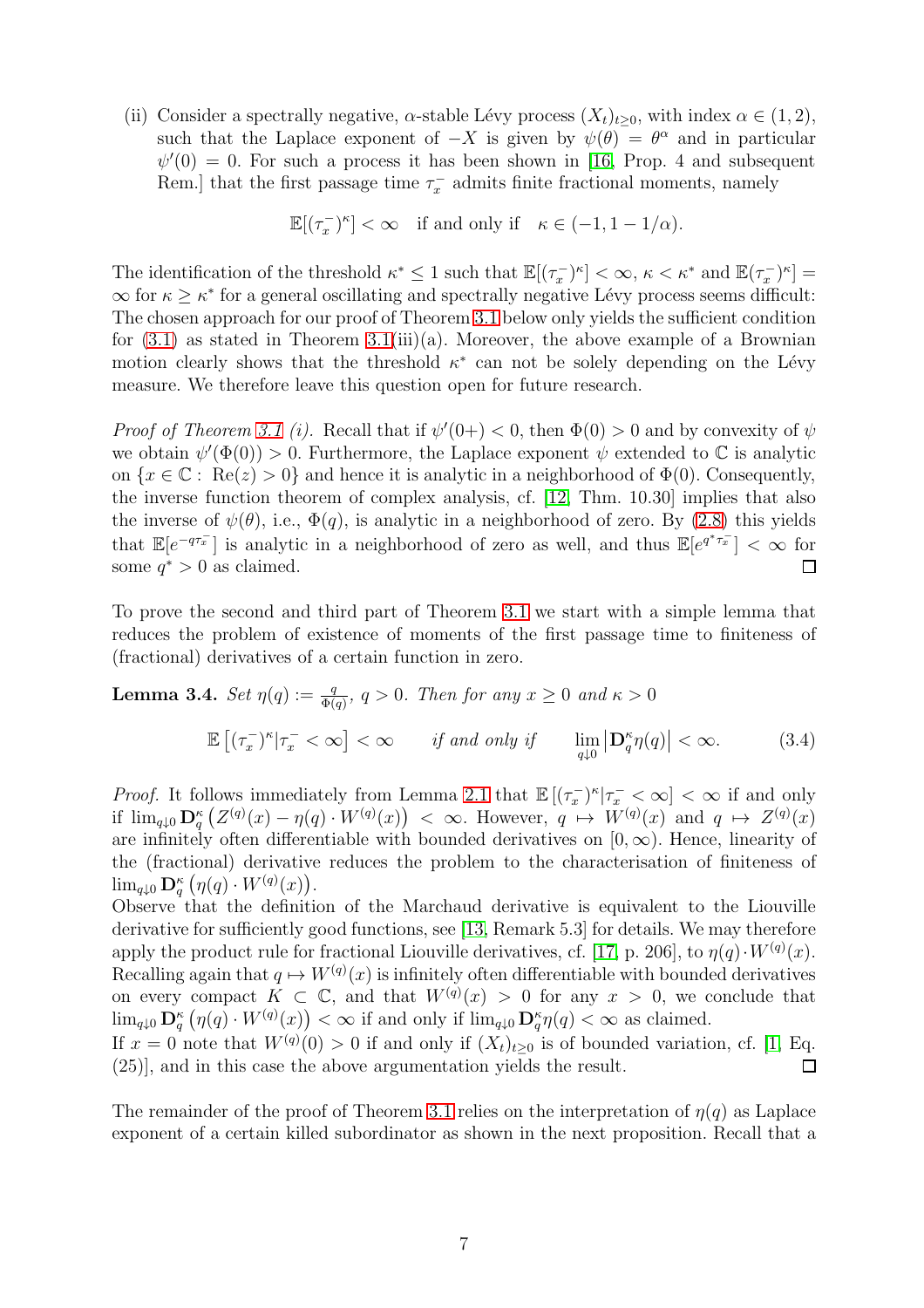(ii) Consider a spectrally negative, $\alpha$-stable Lévy process $(X_t)_{t\geq 0}$, with index $\alpha \in (1,2)$, such that the Laplace exponent of $-X$ is given by $\psi(\theta) = \theta^\alpha$ and in particular $\psi'(0) = 0$. For such a process it has been shown in [16, Prop. 4 and subsequent Rem.] that the first passage time $\tau_x^-$ admits finite fractional moments, namely

$$\mathbb{E}[(\tau_x^-)^\kappa] < \infty \quad \text{if and only if} \quad \kappa \in (-1, 1 - 1/\alpha).$$

The identification of the threshold $\kappa^* \leq 1$ such that $\mathbb{E}[(\tau_x^-)^\kappa] < \infty$, $\kappa < \kappa^*$ and $\mathbb{E}(\tau_x^-)^\kappa] = \infty$ for $\kappa \geq \kappa^*$ for a general oscillating and spectrally negative Lévy process seems difficult: The chosen approach for our proof of Theorem 3.1 below only yields the sufficient condition for (3.1) as stated in Theorem 3.1(iii)(a). Moreover, the above example of a Brownian motion clearly shows that the threshold $\kappa^*$ can not be solely depending on the Lévy measure. We therefore leave this question open for future research.

*Proof of Theorem 3.1 (i).* Recall that if $\psi'(0+) < 0$, then $\Phi(0) > 0$ and by convexity of $\psi$ we obtain $\psi'(\Phi(0)) > 0$. Furthermore, the Laplace exponent $\psi$ extended to $\mathbb{C}$ is analytic on $\{x \in \mathbb{C} : \operatorname{Re}(z) > 0\}$ and hence it is analytic in a neighborhood of $\Phi(0)$. Consequently, the inverse function theorem of complex analysis, cf. [12, Thm. 10.30] implies that also the inverse of $\psi(\theta)$, i.e., $\Phi(q)$, is analytic in a neighborhood of zero. By (2.8) this yields that $\mathbb{E}[e^{-q\tau_x^-}]$ is analytic in a neighborhood of zero as well, and thus $\mathbb{E}[e^{q^*\tau_x^-}] < \infty$ for some $q^* > 0$ as claimed. □

To prove the second and third part of Theorem 3.1 we start with a simple lemma that reduces the problem of existence of moments of the first passage time to finiteness of (fractional) derivatives of a certain function in zero.

**Lemma 3.4.** *Set $\eta(q) := \frac{q}{\Phi(q)}$, $q > 0$. Then for any $x \geq 0$ and $\kappa > 0$*

$$\mathbb{E}\left[(\tau_x^-)^\kappa | \tau_x^- < \infty\right] < \infty \qquad \textit{if and only if} \qquad \lim_{q\downarrow 0} \left|\mathbf{D}_q^\kappa \eta(q)\right| < \infty. \tag{3.4}$$

*Proof.* It follows immediately from Lemma 2.1 that $\mathbb{E}\left[(\tau_x^-)^\kappa | \tau_x^- < \infty\right] < \infty$ if and only if $\lim_{q\downarrow 0} \mathbf{D}_q^\kappa \left(Z^{(q)}(x) - \eta(q) \cdot W^{(q)}(x)\right) < \infty$. However, $q \mapsto W^{(q)}(x)$ and $q \mapsto Z^{(q)}(x)$ are infinitely often differentiable with bounded derivatives on $[0, \infty)$. Hence, linearity of the (fractional) derivative reduces the problem to the characterisation of finiteness of $\lim_{q\downarrow 0} \mathbf{D}_q^\kappa \left(\eta(q) \cdot W^{(q)}(x)\right)$.
Observe that the definition of the Marchaud derivative is equivalent to the Liouville derivative for sufficiently good functions, see [13, Remark 5.3] for details. We may therefore apply the product rule for fractional Liouville derivatives, cf. [17, p. 206], to $\eta(q) \cdot W^{(q)}(x)$. Recalling again that $q \mapsto W^{(q)}(x)$ is infinitely often differentiable with bounded derivatives on every compact $K \subset \mathbb{C}$, and that $W^{(q)}(x) > 0$ for any $x > 0$, we conclude that $\lim_{q\downarrow 0} \mathbf{D}_q^\kappa \left(\eta(q) \cdot W^{(q)}(x)\right) < \infty$ if and only if $\lim_{q\downarrow 0} \mathbf{D}_q^\kappa \eta(q) < \infty$ as claimed.
If $x = 0$ note that $W^{(q)}(0) > 0$ if and only if $(X_t)_{t\geq 0}$ is of bounded variation, cf. [1, Eq. (25)], and in this case the above argumentation yields the result. □

The remainder of the proof of Theorem 3.1 relies on the interpretation of $\eta(q)$ as Laplace exponent of a certain killed subordinator as shown in the next proposition. Recall that a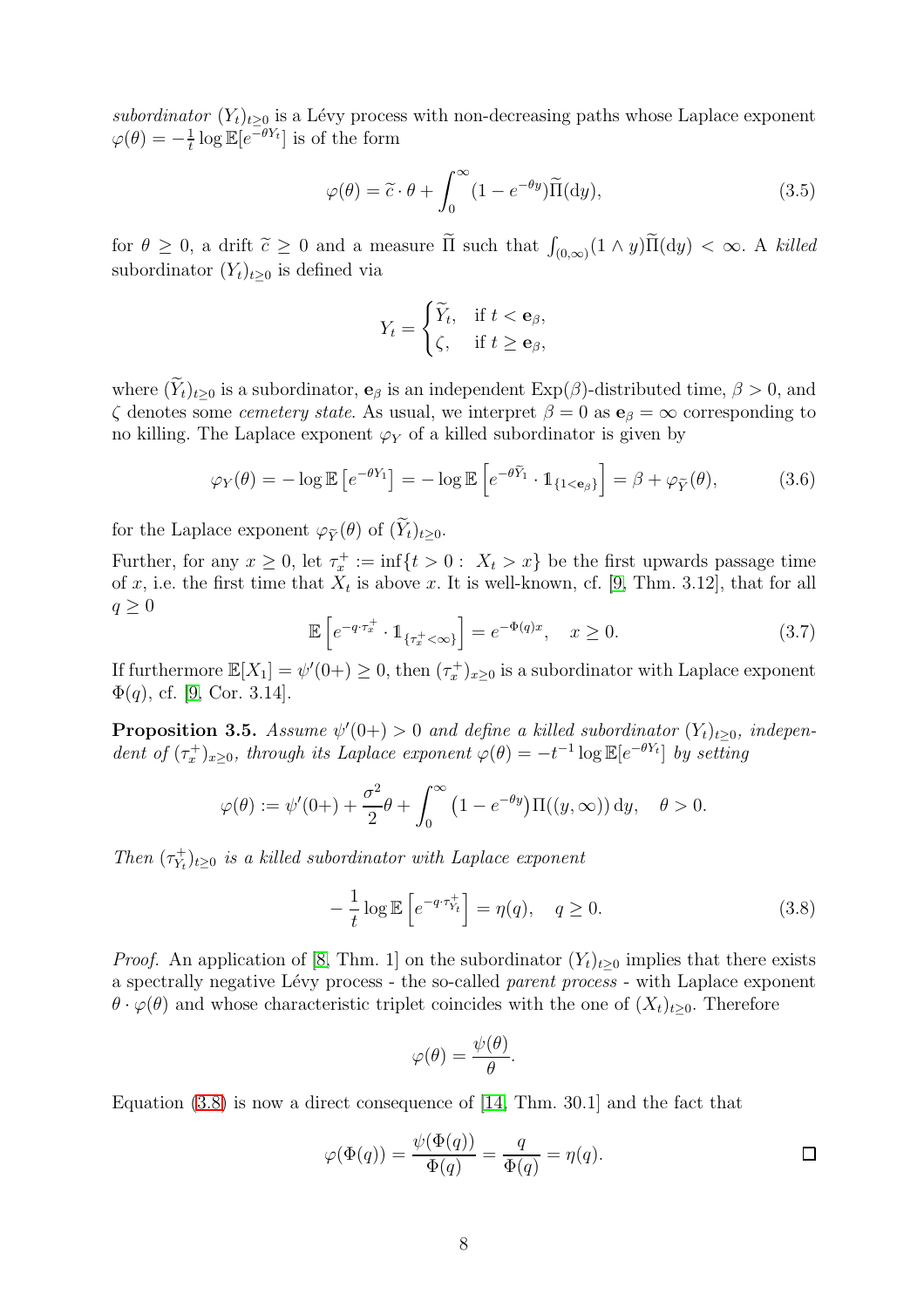*subordinator* $(Y_t)_{t\geq 0}$ is a Lévy process with non-decreasing paths whose Laplace exponent $\varphi(\theta) = -\frac{1}{t}\log \mathbb{E}[e^{-\theta Y_t}]$ is of the form

$$\varphi(\theta) = \widetilde{c}\cdot\theta + \int_0^\infty (1-e^{-\theta y})\widetilde{\Pi}(\mathrm{d}y), \tag{3.5}$$

for $\theta \geq 0$, a drift $\widetilde{c} \geq 0$ and a measure $\widetilde{\Pi}$ such that $\int_{(0,\infty)}(1\wedge y)\widetilde{\Pi}(\mathrm{d}y) < \infty$. A *killed* subordinator $(Y_t)_{t\geq 0}$ is defined via

$$Y_t = \begin{cases} \widetilde{Y}_t, & \text{if } t < \mathbf{e}_\beta, \\ \zeta, & \text{if } t \geq \mathbf{e}_\beta, \end{cases}$$

where $(\widetilde{Y}_t)_{t\geq 0}$ is a subordinator, $\mathbf{e}_\beta$ is an independent $\mathrm{Exp}(\beta)$-distributed time, $\beta > 0$, and $\zeta$ denotes some *cemetery state*. As usual, we interpret $\beta = 0$ as $\mathbf{e}_\beta = \infty$ corresponding to no killing. The Laplace exponent $\varphi_Y$ of a killed subordinator is given by

$$\varphi_Y(\theta) = -\log \mathbb{E}\left[e^{-\theta Y_1}\right] = -\log \mathbb{E}\left[e^{-\theta \widetilde{Y}_1}\cdot \mathbb{1}_{\{1<\mathbf{e}_\beta\}}\right] = \beta + \varphi_{\widetilde{Y}}(\theta), \tag{3.6}$$

for the Laplace exponent $\varphi_{\widetilde{Y}}(\theta)$ of $(\widetilde{Y}_t)_{t\geq 0}$.

Further, for any $x \geq 0$, let $\tau_x^+ := \inf\{t > 0 : \ X_t > x\}$ be the first upwards passage time of $x$, i.e. the first time that $X_t$ is above $x$. It is well-known, cf. [9, Thm. 3.12], that for all $q \geq 0$

$$\mathbb{E}\left[e^{-q\cdot\tau_x^+}\cdot \mathbb{1}_{\{\tau_x^+<\infty\}}\right] = e^{-\Phi(q)x}, \quad x \geq 0. \tag{3.7}$$

If furthermore $\mathbb{E}[X_1] = \psi'(0+) \geq 0$, then $(\tau_x^+)_{x\geq 0}$ is a subordinator with Laplace exponent $\Phi(q)$, cf. [9, Cor. 3.14].

**Proposition 3.5.** *Assume $\psi'(0+) > 0$ and define a killed subordinator $(Y_t)_{t\geq 0}$, independent of $(\tau_x^+)_{x\geq 0}$, through its Laplace exponent $\varphi(\theta) = -t^{-1}\log\mathbb{E}[e^{-\theta Y_t}]$ by setting*

$$\varphi(\theta) := \psi'(0+) + \frac{\sigma^2}{2}\theta + \int_0^\infty \left(1-e^{-\theta y}\right)\Pi((y,\infty))\,\mathrm{d}y, \quad \theta > 0.$$

*Then $(\tau_{Y_t}^+)_{t\geq 0}$ is a killed subordinator with Laplace exponent*

$$-\frac{1}{t}\log\mathbb{E}\left[e^{-q\cdot\tau_{Y_t}^+}\right] = \eta(q), \quad q \geq 0. \tag{3.8}$$

*Proof.* An application of [8, Thm. 1] on the subordinator $(Y_t)_{t\geq 0}$ implies that there exists a spectrally negative Lévy process - the so-called *parent process* - with Laplace exponent $\theta\cdot\varphi(\theta)$ and whose characteristic triplet coincides with the one of $(X_t)_{t\geq 0}$. Therefore

$$\varphi(\theta) = \frac{\psi(\theta)}{\theta}.$$

Equation (3.8) is now a direct consequence of [14, Thm. 30.1] and the fact that

$$\varphi(\Phi(q)) = \frac{\psi(\Phi(q))}{\Phi(q)} = \frac{q}{\Phi(q)} = \eta(q).$$

□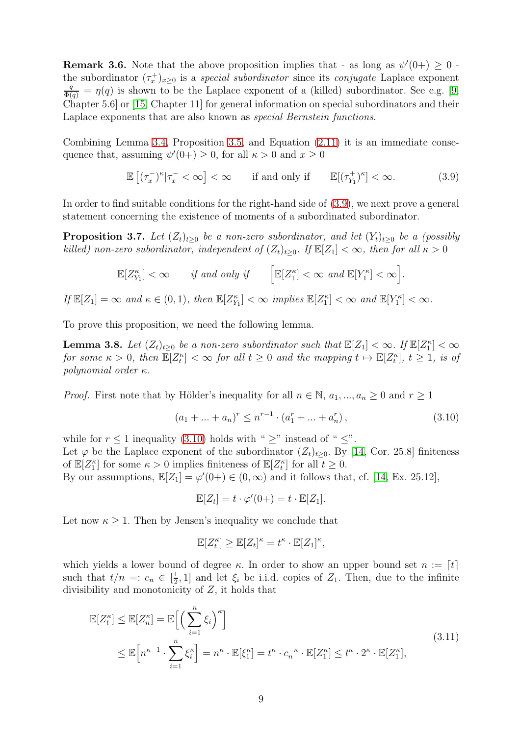**Remark 3.6.** Note that the above proposition implies that - as long as $\psi'(0+) \geq 0$ - the subordinator $(\tau_x^+)_{x\geq 0}$ is a *special subordinator* since its *conjugate* Laplace exponent $\frac{q}{\Phi(q)} = \eta(q)$ is shown to be the Laplace exponent of a (killed) subordinator. See e.g. [9, Chapter 5.6] or [15, Chapter 11] for general information on special subordinators and their Laplace exponents that are also known as *special Bernstein functions*.

Combining Lemma 3.4, Proposition 3.5, and Equation (2.11) it is an immediate consequence that, assuming $\psi'(0+) \geq 0$, for all $\kappa > 0$ and $x \geq 0$

$$\mathbb{E}\left[(\tau_x^-)^\kappa | \tau_x^- < \infty\right] < \infty \qquad \text{if and only if} \qquad \mathbb{E}[(\tau_{Y_1}^+)^\kappa] < \infty. \tag{3.9}$$

In order to find suitable conditions for the right-hand side of (3.9), we next prove a general statement concerning the existence of moments of a subordinated subordinator.

**Proposition 3.7.** *Let $(Z_t)_{t\geq 0}$ be a non-zero subordinator, and let $(Y_t)_{t\geq 0}$ be a (possibly killed) non-zero subordinator, independent of $(Z_t)_{t\geq 0}$. If $\mathbb{E}[Z_1] < \infty$, then for all $\kappa > 0$*

$$\mathbb{E}[Z_{Y_1}^\kappa] < \infty \qquad \text{if and only if} \qquad \Big[\mathbb{E}[Z_1^\kappa] < \infty \text{ and } \mathbb{E}[Y_1^\kappa] < \infty\Big].$$

*If $\mathbb{E}[Z_1] = \infty$ and $\kappa \in (0,1)$, then $\mathbb{E}[Z_{Y_1}^\kappa] < \infty$ implies $\mathbb{E}[Z_1^\kappa] < \infty$ and $\mathbb{E}[Y_1^\kappa] < \infty$.*

To prove this proposition, we need the following lemma.

**Lemma 3.8.** *Let $(Z_t)_{t\geq 0}$ be a non-zero subordinator such that $\mathbb{E}[Z_1] < \infty$. If $\mathbb{E}[Z_1^\kappa] < \infty$ for some $\kappa > 0$, then $\mathbb{E}[Z_t^\kappa] < \infty$ for all $t \geq 0$ and the mapping $t \mapsto \mathbb{E}[Z_t^\kappa]$, $t \geq 1$, is of polynomial order $\kappa$.*

*Proof.* First note that by Hölder's inequality for all $n \in \mathbb{N}$, $a_1, ..., a_n \geq 0$ and $r \geq 1$

$$(a_1 + ... + a_n)^r \leq n^{r-1} \cdot (a_1^r + ... + a_n^r), \tag{3.10}$$

while for $r \leq 1$ inequality (3.10) holds with " $\geq$" instead of " $\leq$".
Let $\varphi$ be the Laplace exponent of the subordinator $(Z_t)_{t\geq 0}$. By [14, Cor. 25.8] finiteness of $\mathbb{E}[Z_1^\kappa]$ for some $\kappa > 0$ implies finiteness of $\mathbb{E}[Z_t^\kappa]$ for all $t \geq 0$.
By our assumptions, $\mathbb{E}[Z_1] = \varphi'(0+) \in (0, \infty)$ and it follows that, cf. [14, Ex. 25.12],

$$\mathbb{E}[Z_t] = t \cdot \varphi'(0+) = t \cdot \mathbb{E}[Z_1].$$

Let now $\kappa \geq 1$. Then by Jensen's inequality we conclude that

$$\mathbb{E}[Z_t^\kappa] \geq \mathbb{E}[Z_t]^\kappa = t^\kappa \cdot \mathbb{E}[Z_1]^\kappa,$$

which yields a lower bound of degree $\kappa$. In order to show an upper bound set $n := \lceil t \rceil$ such that $t/n =: c_n \in [\frac{1}{2}, 1]$ and let $\xi_i$ be i.i.d. copies of $Z_1$. Then, due to the infinite divisibility and monotonicity of $Z$, it holds that

$$\begin{aligned}\mathbb{E}[Z_t^\kappa] \leq \mathbb{E}[Z_n^\kappa] &= \mathbb{E}\Big[\Big(\sum_{i=1}^n \xi_i\Big)^\kappa\Big] \\ &\leq \mathbb{E}\Big[n^{\kappa-1} \cdot \sum_{i=1}^n \xi_i^\kappa\Big] = n^\kappa \cdot \mathbb{E}[\xi_1^\kappa] = t^\kappa \cdot c_n^{-\kappa} \cdot \mathbb{E}[Z_1^\kappa] \leq t^\kappa \cdot 2^\kappa \cdot \mathbb{E}[Z_1^\kappa],\end{aligned} \tag{3.11}$$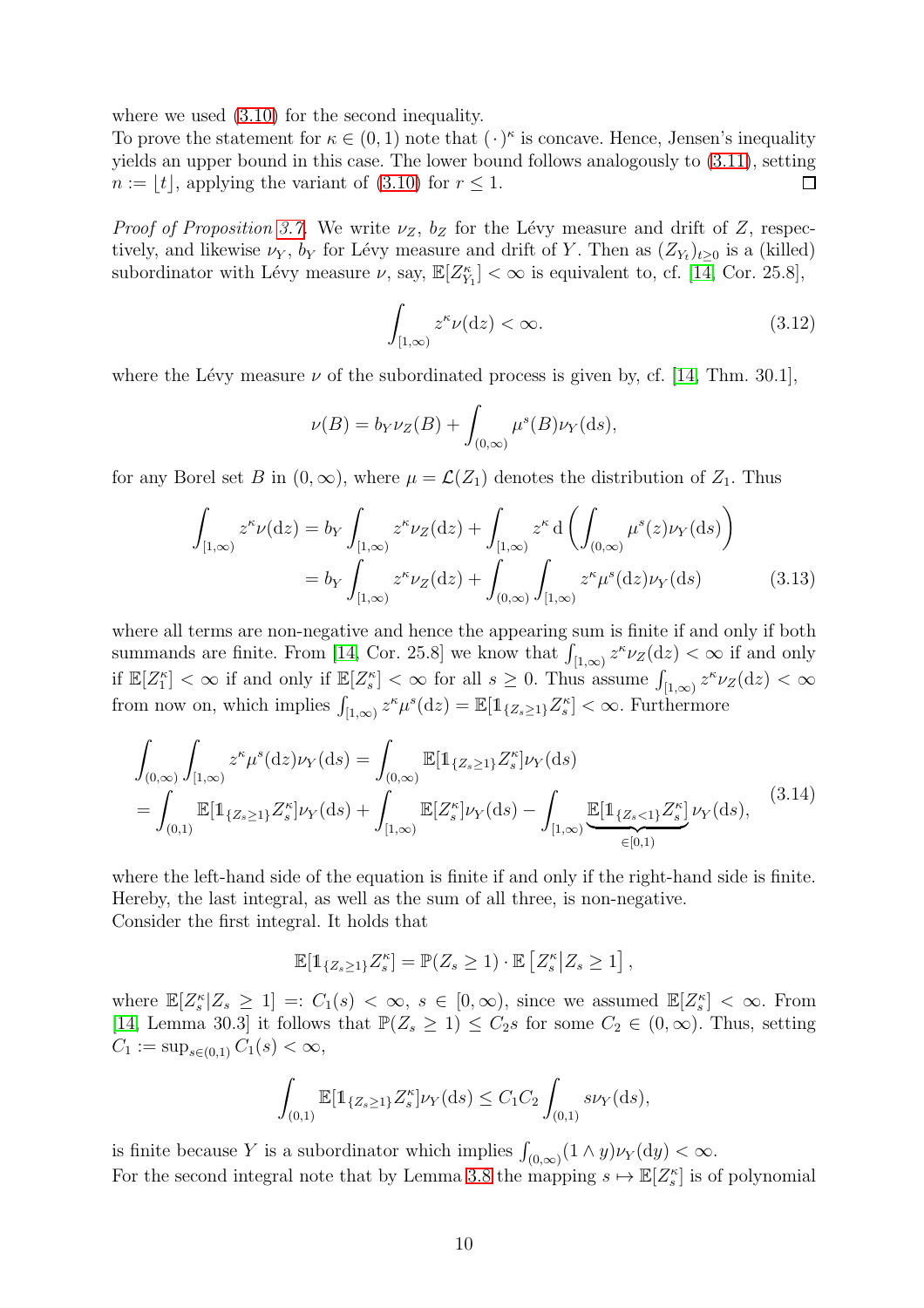where we used (3.10) for the second inequality.
To prove the statement for $\kappa \in (0,1)$ note that $(\cdot)^\kappa$ is concave. Hence, Jensen's inequality yields an upper bound in this case. The lower bound follows analogously to (3.11), setting $n := \lfloor t \rfloor$, applying the variant of (3.10) for $r \leq 1$. ◻

*Proof of Proposition 3.7.* We write $\nu_Z$, $b_Z$ for the Lévy measure and drift of $Z$, respectively, and likewise $\nu_Y$, $b_Y$ for Lévy measure and drift of $Y$. Then as $(Z_{Y_t})_{t\geq 0}$ is a (killed) subordinator with Lévy measure $\nu$, say, $\mathbb{E}[Z_{Y_1}^\kappa] < \infty$ is equivalent to, cf. [14, Cor. 25.8],

$$\int_{[1,\infty)} z^\kappa \nu(\mathrm{d}z) < \infty. \tag{3.12}$$

where the Lévy measure $\nu$ of the subordinated process is given by, cf. [14, Thm. 30.1],

$$\nu(B) = b_Y \nu_Z(B) + \int_{(0,\infty)} \mu^s(B) \nu_Y(\mathrm{d}s),$$

for any Borel set $B$ in $(0,\infty)$, where $\mu = \mathcal{L}(Z_1)$ denotes the distribution of $Z_1$. Thus

$$\begin{aligned}
\int_{[1,\infty)} z^\kappa \nu(\mathrm{d}z) &= b_Y \int_{[1,\infty)} z^\kappa \nu_Z(\mathrm{d}z) + \int_{[1,\infty)} z^\kappa \,\mathrm{d}\left(\int_{(0,\infty)} \mu^s(z)\nu_Y(\mathrm{d}s)\right) \\
&= b_Y \int_{[1,\infty)} z^\kappa \nu_Z(\mathrm{d}z) + \int_{(0,\infty)} \int_{[1,\infty)} z^\kappa \mu^s(\mathrm{d}z) \nu_Y(\mathrm{d}s)
\end{aligned} \tag{3.13}$$

where all terms are non-negative and hence the appearing sum is finite if and only if both summands are finite. From [14, Cor. 25.8] we know that $\int_{[1,\infty)} z^\kappa \nu_Z(\mathrm{d}z) < \infty$ if and only if $\mathbb{E}[Z_1^\kappa] < \infty$ if and only if $\mathbb{E}[Z_s^\kappa] < \infty$ for all $s \geq 0$. Thus assume $\int_{[1,\infty)} z^\kappa \nu_Z(\mathrm{d}z) < \infty$ from now on, which implies $\int_{[1,\infty)} z^\kappa \mu^s(\mathrm{d}z) = \mathbb{E}[\mathbb{1}_{\{Z_s \geq 1\}} Z_s^\kappa] < \infty$. Furthermore

$$\begin{aligned}
&\int_{(0,\infty)} \int_{[1,\infty)} z^\kappa \mu^s(\mathrm{d}z) \nu_Y(\mathrm{d}s) = \int_{(0,\infty)} \mathbb{E}[\mathbb{1}_{\{Z_s \geq 1\}} Z_s^\kappa] \nu_Y(\mathrm{d}s) \\
&= \int_{(0,1)} \mathbb{E}[\mathbb{1}_{\{Z_s \geq 1\}} Z_s^\kappa] \nu_Y(\mathrm{d}s) + \int_{[1,\infty)} \mathbb{E}[Z_s^\kappa] \nu_Y(\mathrm{d}s) - \int_{[1,\infty)} \underbrace{\mathbb{E}[\mathbb{1}_{\{Z_s < 1\}} Z_s^\kappa]}_{\in [0,1)} \nu_Y(\mathrm{d}s),
\end{aligned} \tag{3.14}$$

where the left-hand side of the equation is finite if and only if the right-hand side is finite. Hereby, the last integral, as well as the sum of all three, is non-negative.
Consider the first integral. It holds that

$$\mathbb{E}[\mathbb{1}_{\{Z_s \geq 1\}} Z_s^\kappa] = \mathbb{P}(Z_s \geq 1) \cdot \mathbb{E}\left[Z_s^\kappa \middle| Z_s \geq 1\right],$$

where $\mathbb{E}[Z_s^\kappa | Z_s \geq 1] =: C_1(s) < \infty$, $s \in [0,\infty)$, since we assumed $\mathbb{E}[Z_s^\kappa] < \infty$. From [14, Lemma 30.3] it follows that $\mathbb{P}(Z_s \geq 1) \leq C_2 s$ for some $C_2 \in (0,\infty)$. Thus, setting $C_1 := \sup_{s \in (0,1)} C_1(s) < \infty$,

$$\int_{(0,1)} \mathbb{E}[\mathbb{1}_{\{Z_s \geq 1\}} Z_s^\kappa] \nu_Y(\mathrm{d}s) \leq C_1 C_2 \int_{(0,1)} s \nu_Y(\mathrm{d}s),$$

is finite because $Y$ is a subordinator which implies $\int_{(0,\infty)} (1 \wedge y) \nu_Y(\mathrm{d}y) < \infty$.
For the second integral note that by Lemma 3.8 the mapping $s \mapsto \mathbb{E}[Z_s^\kappa]$ is of polynomial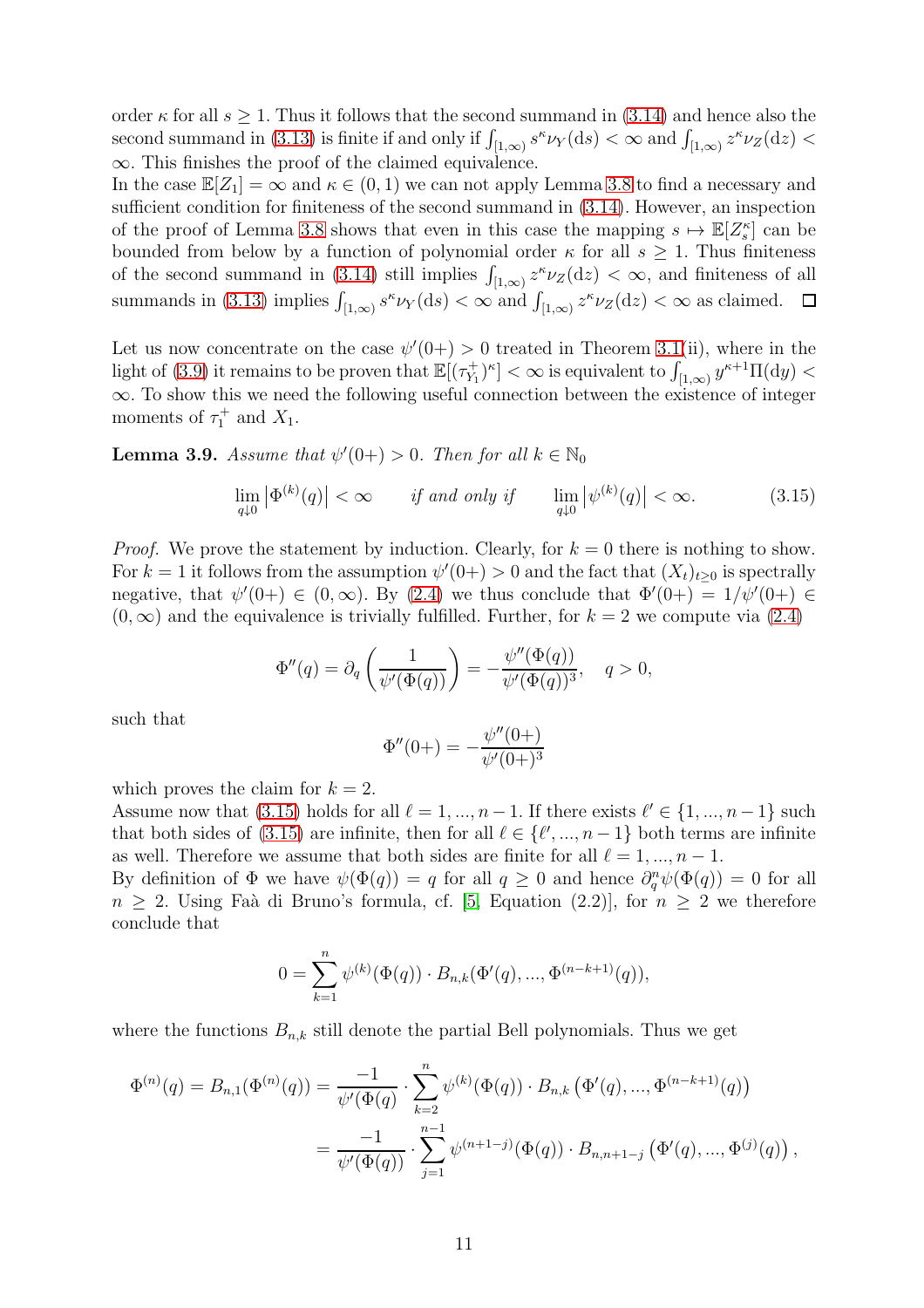order $\kappa$ for all $s \geq 1$. Thus it follows that the second summand in (3.14) and hence also the second summand in (3.13) is finite if and only if $\int_{[1,\infty)} s^\kappa \nu_Y(\mathrm{d}s) < \infty$ and $\int_{[1,\infty)} z^\kappa \nu_Z(\mathrm{d}z) < \infty$. This finishes the proof of the claimed equivalence.
In the case $\mathbb{E}[Z_1] = \infty$ and $\kappa \in (0,1)$ we can not apply Lemma 3.8 to find a necessary and sufficient condition for finiteness of the second summand in (3.14). However, an inspection of the proof of Lemma 3.8 shows that even in this case the mapping $s \mapsto \mathbb{E}[Z_s^\kappa]$ can be bounded from below by a function of polynomial order $\kappa$ for all $s \geq 1$. Thus finiteness of the second summand in (3.14) still implies $\int_{[1,\infty)} z^\kappa \nu_Z(\mathrm{d}z) < \infty$, and finiteness of all summands in (3.13) implies $\int_{[1,\infty)} s^\kappa \nu_Y(\mathrm{d}s) < \infty$ and $\int_{[1,\infty)} z^\kappa \nu_Z(\mathrm{d}z) < \infty$ as claimed. $\square$

Let us now concentrate on the case $\psi'(0+) > 0$ treated in Theorem 3.1(ii), where in the light of (3.9) it remains to be proven that $\mathbb{E}[(\tau_{Y_1}^+)^\kappa] < \infty$ is equivalent to $\int_{[1,\infty)} y^{\kappa+1} \Pi(\mathrm{d}y) < \infty$. To show this we need the following useful connection between the existence of integer moments of $\tau_1^+$ and $X_1$.

**Lemma 3.9.** *Assume that $\psi'(0+) > 0$. Then for all $k \in \mathbb{N}_0$*

$$\lim_{q \downarrow 0} \left|\Phi^{(k)}(q)\right| < \infty \qquad \textit{if and only if} \qquad \lim_{q \downarrow 0} \left|\psi^{(k)}(q)\right| < \infty. \tag{3.15}$$

*Proof.* We prove the statement by induction. Clearly, for $k = 0$ there is nothing to show. For $k = 1$ it follows from the assumption $\psi'(0+) > 0$ and the fact that $(X_t)_{t\geq 0}$ is spectrally negative, that $\psi'(0+) \in (0,\infty)$. By (2.4) we thus conclude that $\Phi'(0+) = 1/\psi'(0+) \in (0,\infty)$ and the equivalence is trivially fulfilled. Further, for $k = 2$ we compute via (2.4)

$$\Phi''(q) = \partial_q \left( \frac{1}{\psi'(\Phi(q))} \right) = -\frac{\psi''(\Phi(q))}{\psi'(\Phi(q))^3}, \quad q > 0,$$

such that

$$\Phi''(0+) = -\frac{\psi''(0+)}{\psi'(0+)^3}$$

which proves the claim for $k = 2$.
Assume now that (3.15) holds for all $\ell = 1, ..., n-1$. If there exists $\ell' \in \{1, ..., n-1\}$ such that both sides of (3.15) are infinite, then for all $\ell \in \{\ell', ..., n-1\}$ both terms are infinite as well. Therefore we assume that both sides are finite for all $\ell = 1, ..., n-1$.
By definition of $\Phi$ we have $\psi(\Phi(q)) = q$ for all $q \geq 0$ and hence $\partial_q^n \psi(\Phi(q)) = 0$ for all $n \geq 2$. Using Faà di Bruno's formula, cf. [5, Equation (2.2)], for $n \geq 2$ we therefore conclude that

$$0 = \sum_{k=1}^{n} \psi^{(k)}(\Phi(q)) \cdot B_{n,k}(\Phi'(q), ..., \Phi^{(n-k+1)}(q)),$$

where the functions $B_{n,k}$ still denote the partial Bell polynomials. Thus we get

$$\begin{aligned}
\Phi^{(n)}(q) = B_{n,1}(\Phi^{(n)}(q)) &= \frac{-1}{\psi'(\Phi(q)} \cdot \sum_{k=2}^{n} \psi^{(k)}(\Phi(q)) \cdot B_{n,k}\left(\Phi'(q), ..., \Phi^{(n-k+1)}(q)\right) \\
&= \frac{-1}{\psi'(\Phi(q))} \cdot \sum_{j=1}^{n-1} \psi^{(n+1-j)}(\Phi(q)) \cdot B_{n,n+1-j}\left(\Phi'(q), ..., \Phi^{(j)}(q)\right),
\end{aligned}$$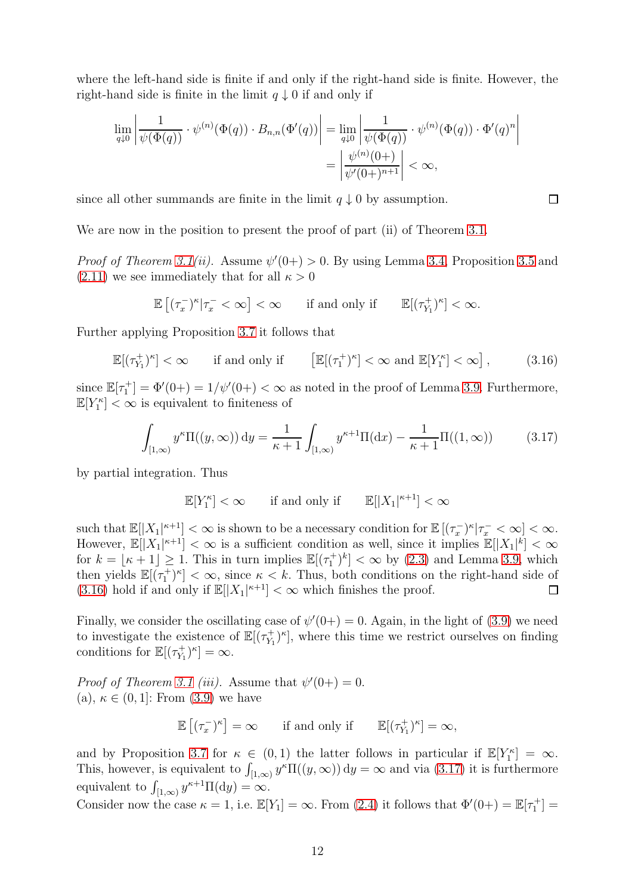where the left-hand side is finite if and only if the right-hand side is finite. However, the right-hand side is finite in the limit $q \downarrow 0$ if and only if

$$\lim_{q\downarrow 0}\left|\frac{1}{\psi(\Phi(q))}\cdot\psi^{(n)}(\Phi(q))\cdot B_{n,n}(\Phi'(q))\right| = \lim_{q\downarrow 0}\left|\frac{1}{\psi(\Phi(q))}\cdot\psi^{(n)}(\Phi(q))\cdot\Phi'(q)^n\right|$$
$$= \left|\frac{\psi^{(n)}(0+)}{\psi'(0+)^{n+1}}\right| < \infty,$$

since all other summands are finite in the limit $q \downarrow 0$ by assumption. ◻

We are now in the position to present the proof of part (ii) of Theorem 3.1.

*Proof of Theorem 3.1(ii).* Assume $\psi'(0+) > 0$. By using Lemma 3.4, Proposition 3.5 and (2.11) we see immediately that for all $\kappa > 0$

$$\mathbb{E}\left[(\tau_x^-)^\kappa | \tau_x^- < \infty\right] < \infty \qquad \text{if and only if} \qquad \mathbb{E}[(\tau_{Y_1}^+)^\kappa] < \infty.$$

Further applying Proposition 3.7 it follows that

$$\mathbb{E}[(\tau_{Y_1}^+)^\kappa] < \infty \qquad \text{if and only if} \qquad \left[\mathbb{E}[(\tau_1^+)^\kappa] < \infty \text{ and } \mathbb{E}[Y_1^\kappa] < \infty\right], \tag{3.16}$$

since $\mathbb{E}[\tau_1^+] = \Phi'(0+) = 1/\psi'(0+) < \infty$ as noted in the proof of Lemma 3.9. Furthermore, $\mathbb{E}[Y_1^\kappa] < \infty$ is equivalent to finiteness of

$$\int_{[1,\infty)} y^\kappa \Pi((y,\infty))\,\mathrm{d}y = \frac{1}{\kappa+1}\int_{[1,\infty)} y^{\kappa+1}\Pi(\mathrm{d}x) - \frac{1}{\kappa+1}\Pi((1,\infty)) \tag{3.17}$$

by partial integration. Thus

$$\mathbb{E}[Y_1^\kappa] < \infty \qquad \text{if and only if} \qquad \mathbb{E}[|X_1|^{\kappa+1}] < \infty$$

such that $\mathbb{E}[|X_1|^{\kappa+1}] < \infty$ is shown to be a necessary condition for $\mathbb{E}\left[(\tau_x^-)^\kappa | \tau_x^- < \infty\right] < \infty$. However, $\mathbb{E}[|X_1|^{\kappa+1}] < \infty$ is a sufficient condition as well, since it implies $\mathbb{E}[|X_1|^k] < \infty$ for $k = \lfloor \kappa + 1 \rfloor \geq 1$. This in turn implies $\mathbb{E}[(\tau_1^+)^k] < \infty$ by (2.3) and Lemma 3.9, which then yields $\mathbb{E}[(\tau_1^+)^\kappa] < \infty$, since $\kappa < k$. Thus, both conditions on the right-hand side of (3.16) hold if and only if $\mathbb{E}[|X_1|^{\kappa+1}] < \infty$ which finishes the proof. ◻

Finally, we consider the oscillating case of $\psi'(0+) = 0$. Again, in the light of (3.9) we need to investigate the existence of $\mathbb{E}[(\tau_{Y_1}^+)^\kappa]$, where this time we restrict ourselves on finding conditions for $\mathbb{E}[(\tau_{Y_1}^+)^\kappa] = \infty$.

*Proof of Theorem 3.1 (iii).* Assume that $\psi'(0+) = 0$.
(a), $\kappa \in (0, 1]$: From (3.9) we have

$$\mathbb{E}\left[(\tau_x^-)^\kappa\right] = \infty \qquad \text{if and only if} \qquad \mathbb{E}[(\tau_{Y_1}^+)^\kappa] = \infty,$$

and by Proposition 3.7 for $\kappa \in (0, 1)$ the latter follows in particular if $\mathbb{E}[Y_1^\kappa] = \infty$. This, however, is equivalent to $\int_{[1,\infty)} y^\kappa \Pi((y,\infty))\,\mathrm{d}y = \infty$ and via (3.17) it is furthermore equivalent to $\int_{[1,\infty)} y^{\kappa+1}\Pi(\mathrm{d}y) = \infty$.
Consider now the case $\kappa = 1$, i.e. $\mathbb{E}[Y_1] = \infty$. From (2.4) it follows that $\Phi'(0+) = \mathbb{E}[\tau_1^+] =$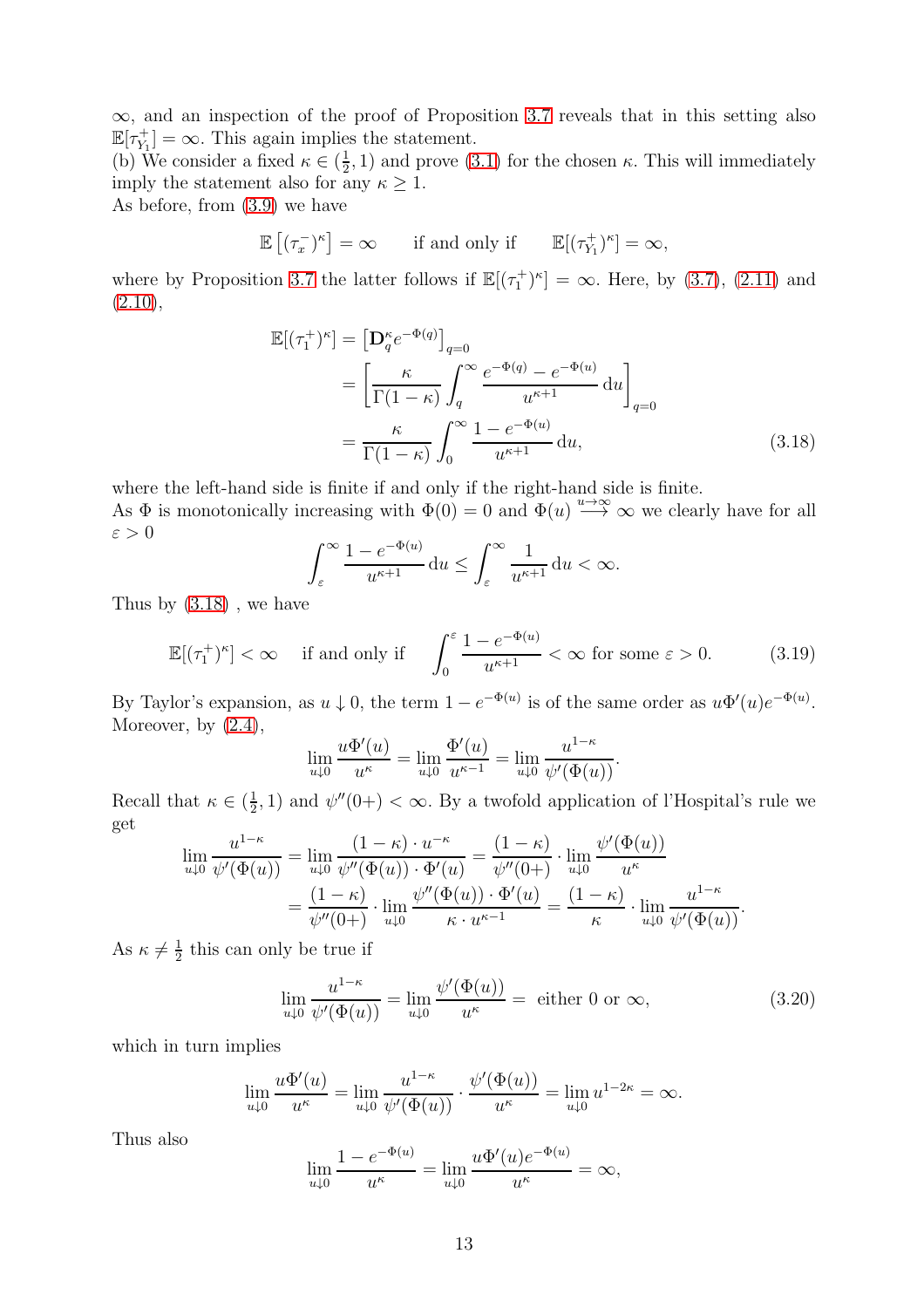$\infty$, and an inspection of the proof of Proposition 3.7 reveals that in this setting also $\mathbb{E}[\tau_{Y_1}^+] = \infty$. This again implies the statement.
(b) We consider a fixed $\kappa \in (\frac{1}{2}, 1)$ and prove (3.1) for the chosen $\kappa$. This will immediately imply the statement also for any $\kappa \geq 1$.
As before, from (3.9) we have

$$\mathbb{E}\left[(\tau_x^-)^\kappa\right] = \infty \qquad \text{if and only if} \qquad \mathbb{E}[(\tau_{Y_1}^+)^\kappa] = \infty,$$

where by Proposition 3.7 the latter follows if $\mathbb{E}[(\tau_1^+)^\kappa] = \infty$. Here, by (3.7), (2.11) and (2.10),

$$\begin{aligned}
\mathbb{E}[(\tau_1^+)^\kappa] &= \left[\mathbf{D}_q^\kappa e^{-\Phi(q)}\right]_{q=0} \\
&= \left[\frac{\kappa}{\Gamma(1-\kappa)} \int_q^\infty \frac{e^{-\Phi(q)} - e^{-\Phi(u)}}{u^{\kappa+1}} \,\mathrm{d}u\right]_{q=0} \\
&= \frac{\kappa}{\Gamma(1-\kappa)} \int_0^\infty \frac{1 - e^{-\Phi(u)}}{u^{\kappa+1}} \,\mathrm{d}u, \qquad (3.18)
\end{aligned}$$

where the left-hand side is finite if and only if the right-hand side is finite.
As $\Phi$ is monotonically increasing with $\Phi(0) = 0$ and $\Phi(u) \overset{u\to\infty}{\longrightarrow} \infty$ we clearly have for all $\varepsilon > 0$

$$\int_\varepsilon^\infty \frac{1 - e^{-\Phi(u)}}{u^{\kappa+1}} \,\mathrm{d}u \leq \int_\varepsilon^\infty \frac{1}{u^{\kappa+1}} \,\mathrm{d}u < \infty.$$

Thus by (3.18) , we have

$$\mathbb{E}[(\tau_1^+)^\kappa] < \infty \quad \text{if and only if} \quad \int_0^\varepsilon \frac{1 - e^{-\Phi(u)}}{u^{\kappa+1}} < \infty \text{ for some } \varepsilon > 0. \qquad (3.19)$$

By Taylor's expansion, as $u \downarrow 0$, the term $1 - e^{-\Phi(u)}$ is of the same order as $u\Phi'(u)e^{-\Phi(u)}$. Moreover, by (2.4),

$$\lim_{u\downarrow 0} \frac{u\Phi'(u)}{u^\kappa} = \lim_{u\downarrow 0} \frac{\Phi'(u)}{u^{\kappa-1}} = \lim_{u\downarrow 0} \frac{u^{1-\kappa}}{\psi'(\Phi(u))}.$$

Recall that $\kappa \in (\frac{1}{2}, 1)$ and $\psi''(0+) < \infty$. By a twofold application of l'Hospital's rule we get

$$\begin{aligned}
\lim_{u\downarrow 0} \frac{u^{1-\kappa}}{\psi'(\Phi(u))} &= \lim_{u\downarrow 0} \frac{(1-\kappa)\cdot u^{-\kappa}}{\psi''(\Phi(u))\cdot \Phi'(u)} = \frac{(1-\kappa)}{\psi''(0+)} \cdot \lim_{u\downarrow 0} \frac{\psi'(\Phi(u))}{u^\kappa} \\
&= \frac{(1-\kappa)}{\psi''(0+)} \cdot \lim_{u\downarrow 0} \frac{\psi''(\Phi(u))\cdot \Phi'(u)}{\kappa \cdot u^{\kappa-1}} = \frac{(1-\kappa)}{\kappa} \cdot \lim_{u\downarrow 0} \frac{u^{1-\kappa}}{\psi'(\Phi(u))}.
\end{aligned}$$

As $\kappa \neq \frac{1}{2}$ this can only be true if

$$\lim_{u\downarrow 0} \frac{u^{1-\kappa}}{\psi'(\Phi(u))} = \lim_{u\downarrow 0} \frac{\psi'(\Phi(u))}{u^\kappa} = \text{ either 0 or } \infty, \qquad (3.20)$$

which in turn implies

$$\lim_{u\downarrow 0} \frac{u\Phi'(u)}{u^\kappa} = \lim_{u\downarrow 0} \frac{u^{1-\kappa}}{\psi'(\Phi(u))} \cdot \frac{\psi'(\Phi(u))}{u^\kappa} = \lim_{u\downarrow 0} u^{1-2\kappa} = \infty.$$

Thus also

$$\lim_{u\downarrow 0} \frac{1 - e^{-\Phi(u)}}{u^\kappa} = \lim_{u\downarrow 0} \frac{u\Phi'(u)e^{-\Phi(u)}}{u^\kappa} = \infty,$$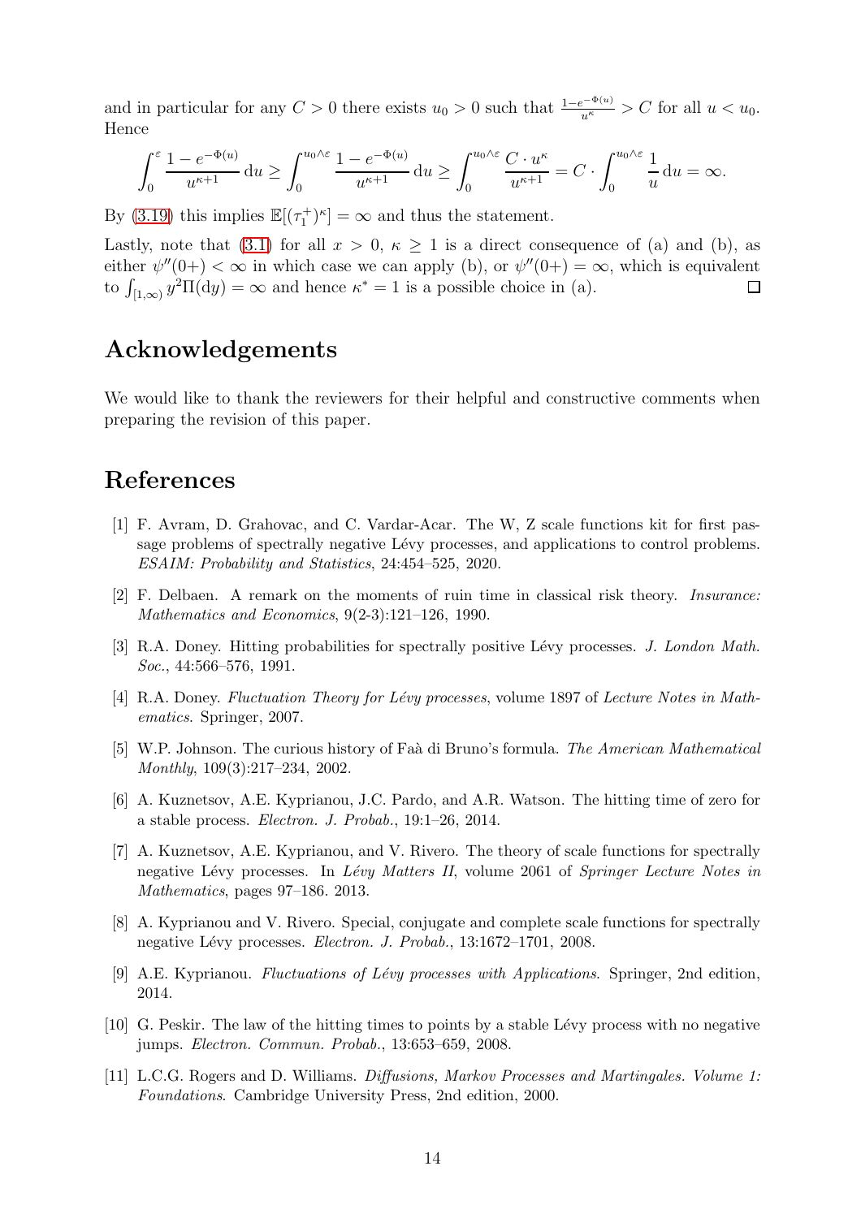and in particular for any $C > 0$ there exists $u_0 > 0$ such that $\frac{1-e^{-\Phi(u)}}{u^\kappa} > C$ for all $u < u_0$. Hence

$$\int_0^\varepsilon \frac{1 - e^{-\Phi(u)}}{u^{\kappa+1}} \, \mathrm{d}u \geq \int_0^{u_0 \wedge \varepsilon} \frac{1 - e^{-\Phi(u)}}{u^{\kappa+1}} \, \mathrm{d}u \geq \int_0^{u_0 \wedge \varepsilon} \frac{C \cdot u^\kappa}{u^{\kappa+1}} = C \cdot \int_0^{u_0 \wedge \varepsilon} \frac{1}{u} \, \mathrm{d}u = \infty.$$

By (3.19) this implies $\mathbb{E}[(\tau_1^+)^\kappa] = \infty$ and thus the statement.

Lastly, note that (3.1) for all $x > 0$, $\kappa \geq 1$ is a direct consequence of (a) and (b), as either $\psi''(0+) < \infty$ in which case we can apply (b), or $\psi''(0+) = \infty$, which is equivalent to $\int_{[1,\infty)} y^2 \Pi(\mathrm{d}y) = \infty$ and hence $\kappa^* = 1$ is a possible choice in (a). □

# Acknowledgements

We would like to thank the reviewers for their helpful and constructive comments when preparing the revision of this paper.

# References

[1] F. Avram, D. Grahovac, and C. Vardar-Acar. The W, Z scale functions kit for first passage problems of spectrally negative Lévy processes, and applications to control problems. *ESAIM: Probability and Statistics*, 24:454–525, 2020.

[2] F. Delbaen. A remark on the moments of ruin time in classical risk theory. *Insurance: Mathematics and Economics*, 9(2-3):121–126, 1990.

[3] R.A. Doney. Hitting probabilities for spectrally positive Lévy processes. *J. London Math. Soc.*, 44:566–576, 1991.

[4] R.A. Doney. *Fluctuation Theory for Lévy processes*, volume 1897 of *Lecture Notes in Mathematics*. Springer, 2007.

[5] W.P. Johnson. The curious history of Faà di Bruno's formula. *The American Mathematical Monthly*, 109(3):217–234, 2002.

[6] A. Kuznetsov, A.E. Kyprianou, J.C. Pardo, and A.R. Watson. The hitting time of zero for a stable process. *Electron. J. Probab.*, 19:1–26, 2014.

[7] A. Kuznetsov, A.E. Kyprianou, and V. Rivero. The theory of scale functions for spectrally negative Lévy processes. In *Lévy Matters II*, volume 2061 of *Springer Lecture Notes in Mathematics*, pages 97–186. 2013.

[8] A. Kyprianou and V. Rivero. Special, conjugate and complete scale functions for spectrally negative Lévy processes. *Electron. J. Probab.*, 13:1672–1701, 2008.

[9] A.E. Kyprianou. *Fluctuations of Lévy processes with Applications*. Springer, 2nd edition, 2014.

[10] G. Peskir. The law of the hitting times to points by a stable Lévy process with no negative jumps. *Electron. Commun. Probab.*, 13:653–659, 2008.

[11] L.C.G. Rogers and D. Williams. *Diffusions, Markov Processes and Martingales. Volume 1: Foundations*. Cambridge University Press, 2nd edition, 2000.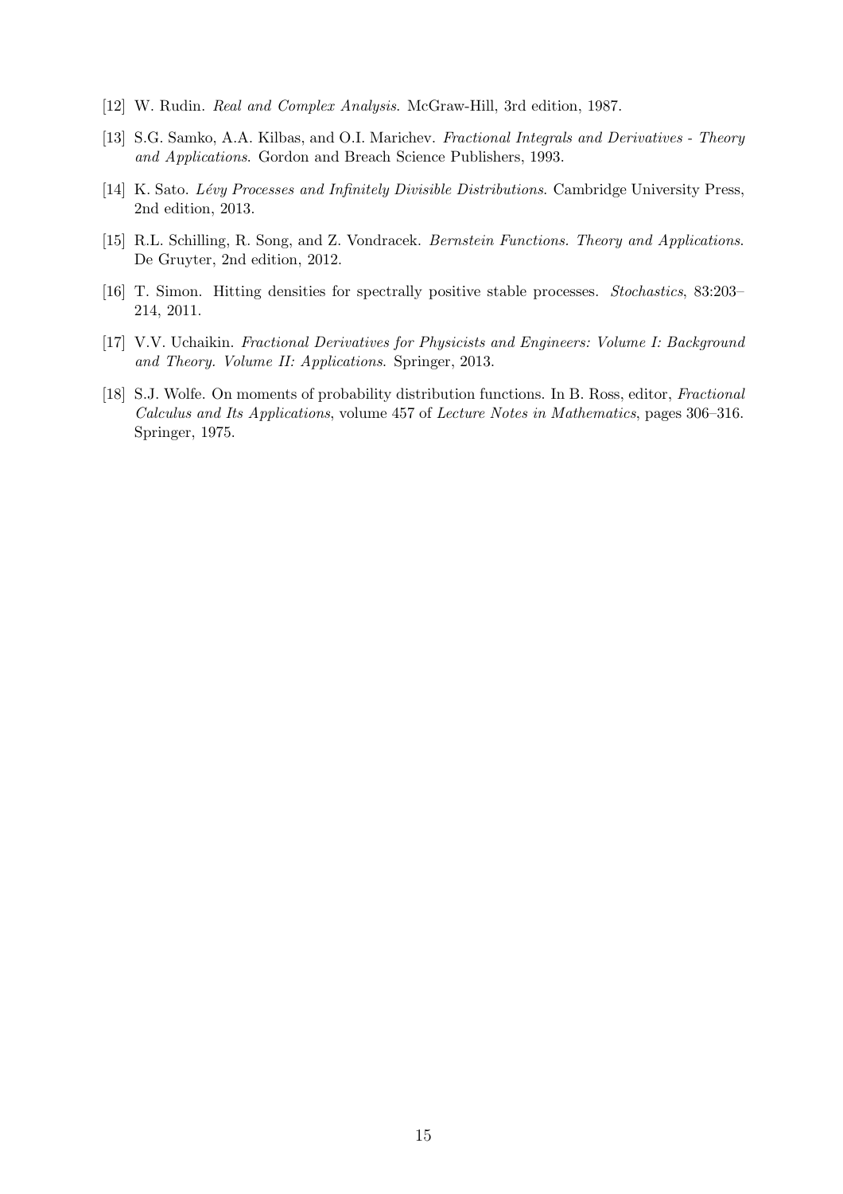[12] W. Rudin. *Real and Complex Analysis*. McGraw-Hill, 3rd edition, 1987.

[13] S.G. Samko, A.A. Kilbas, and O.I. Marichev. *Fractional Integrals and Derivatives - Theory and Applications*. Gordon and Breach Science Publishers, 1993.

[14] K. Sato. *Lévy Processes and Infinitely Divisible Distributions*. Cambridge University Press, 2nd edition, 2013.

[15] R.L. Schilling, R. Song, and Z. Vondracek. *Bernstein Functions. Theory and Applications*. De Gruyter, 2nd edition, 2012.

[16] T. Simon. Hitting densities for spectrally positive stable processes. *Stochastics*, 83:203–214, 2011.

[17] V.V. Uchaikin. *Fractional Derivatives for Physicists and Engineers: Volume I: Background and Theory. Volume II: Applications*. Springer, 2013.

[18] S.J. Wolfe. On moments of probability distribution functions. In B. Ross, editor, *Fractional Calculus and Its Applications*, volume 457 of *Lecture Notes in Mathematics*, pages 306–316. Springer, 1975.